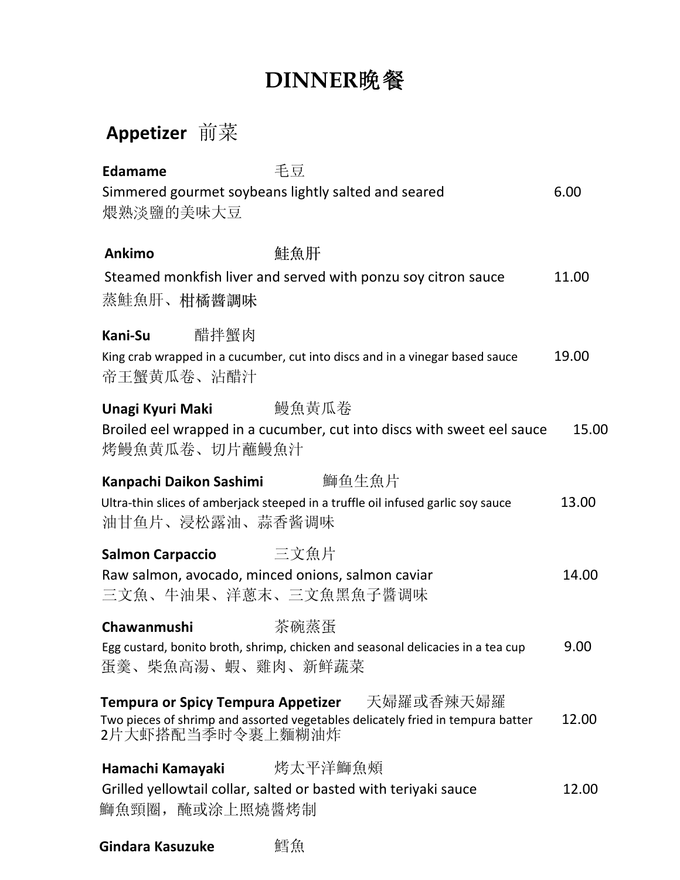# DINNER晚餐

## Appetizer 前菜

**Edamame** 毛豆
Simmered gourmet soybeans lightly salted and seared 6.00
煨熟淡鹽的美味大豆

**Ankimo** 鮭魚肝
Steamed monkfish liver and served with ponzu soy citron sauce 11.00
蒸鮭魚肝、柑橘醬調味

**Kani-Su** 醋拌蟹肉
King crab wrapped in a cucumber, cut into discs and in a vinegar based sauce 19.00
帝王蟹黄瓜卷、沾醋汁

**Unagi Kyuri Maki** 鰻魚黄瓜卷
Broiled eel wrapped in a cucumber, cut into discs with sweet eel sauce 15.00
烤鰻魚黄瓜卷、切片蘸鰻魚汁

**Kanpachi Daikon Sashimi** 鰤鱼生魚片
Ultra-thin slices of amberjack steeped in a truffle oil infused garlic soy sauce 13.00
油甘鱼片、浸松露油、蒜香酱调味

**Salmon Carpaccio** 三文魚片
Raw salmon, avocado, minced onions, salmon caviar 14.00
三文魚、牛油果、洋蔥末、三文魚黑魚子醬调味

**Chawanmushi** 茶碗蒸蛋
Egg custard, bonito broth, shrimp, chicken and seasonal delicacies in a tea cup 9.00
蛋羹、柴魚高湯、蝦、雞肉、新鮮蔬菜

**Tempura or Spicy Tempura Appetizer** 天婦羅或香辣天婦羅
Two pieces of shrimp and assorted vegetables delicately fried in tempura batter 12.00
2片大虾搭配当季时令裹上麵糊油炸

**Hamachi Kamayaki** 烤太平洋鰤魚頰
Grilled yellowtail collar, salted or basted with teriyaki sauce 12.00
鰤魚頸圈，醃或涂上照燒醬烤制

**Gindara Kasuzuke** 鱈魚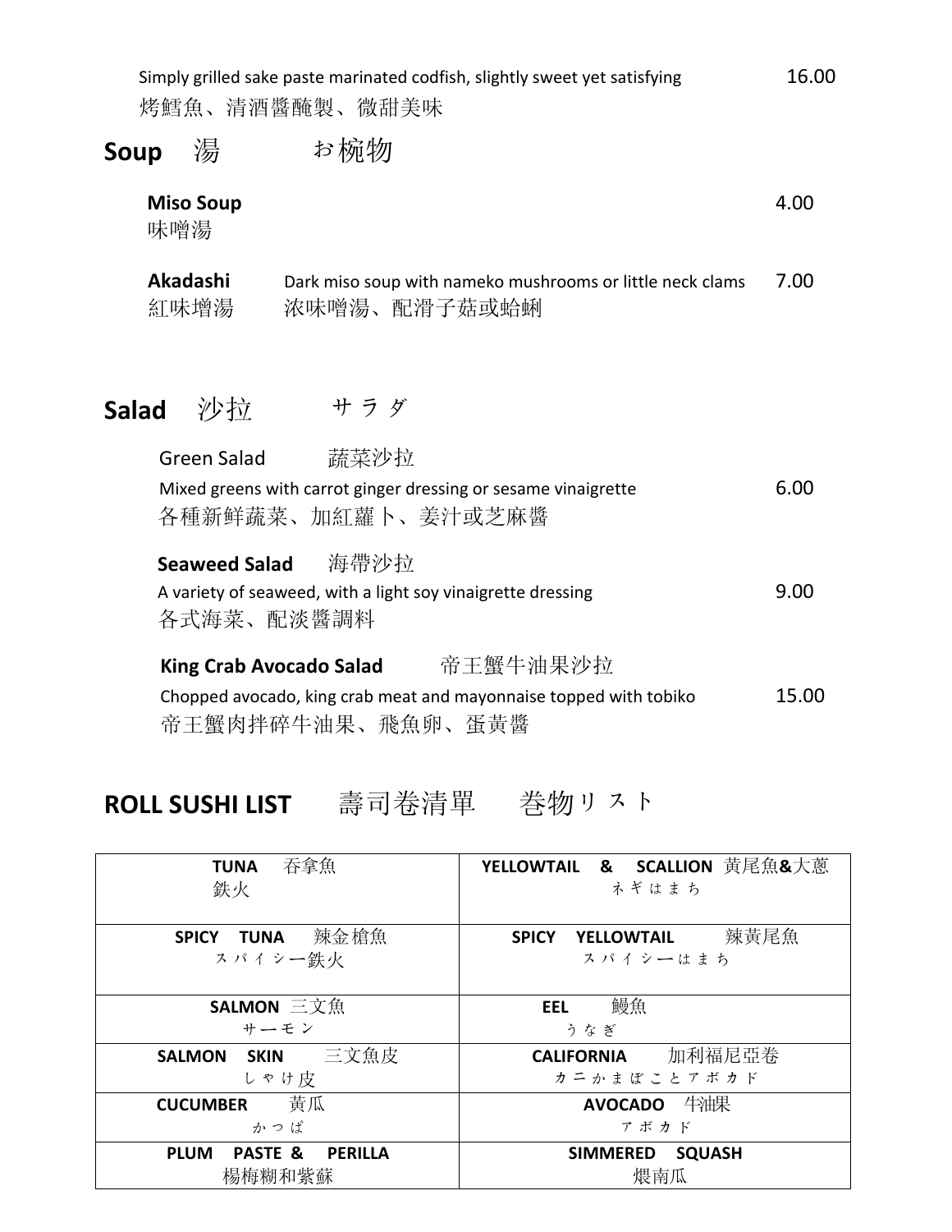Simply grilled sake paste marinated codfish, slightly sweet yet satisfying 16.00
烤鱈魚、清酒醬醃製、微甜美味

## Soup 湯 お椀物

**Miso Soup** 4.00
味噌湯

**Akadashi** Dark miso soup with nameko mushrooms or little neck clams 7.00
紅味增湯 濃味噌湯、配滑子菇或蛤蜊

## Salad 沙拉 サラダ

Green Salad 蔬菜沙拉
Mixed greens with carrot ginger dressing or sesame vinaigrette 6.00
各種新鮮蔬菜、加紅蘿卜、姜汁或芝麻醬

**Seaweed Salad** 海帶沙拉
A variety of seaweed, with a light soy vinaigrette dressing 9.00
各式海菜、配淡醬調料

**King Crab Avocado Salad** 帝王蟹牛油果沙拉
Chopped avocado, king crab meat and mayonnaise topped with tobiko 15.00
帝王蟹肉拌碎牛油果、飛魚卵、蛋黄醬

## ROLL SUSHI LIST 壽司卷清單 巻物リスト

| | |
|---|---|
| **TUNA** 吞拿魚<br>鉄火 | **YELLOWTAIL & SCALLION** 黄尾魚&大蔥<br>ネギはまち |
| **SPICY TUNA** 辣金槍魚<br>スパイシー鉄火 | **SPICY YELLOWTAIL** 辣黃尾魚<br>スパイシーはまち |
| **SALMON** 三文魚<br>サーモン | **EEL** 鰻魚<br>うなぎ |
| **SALMON SKIN** 三文魚皮<br>しゃけ皮 | **CALIFORNIA** 加利福尼亞卷<br>カニかまぼことアボカド |
| **CUCUMBER** 黄瓜<br>かっぱ | **AVOCADO** 牛油果<br>アボカド |
| **PLUM PASTE & PERILLA**<br>楊梅糊和紫蘇 | **SIMMERED SQUASH**<br>煨南瓜 |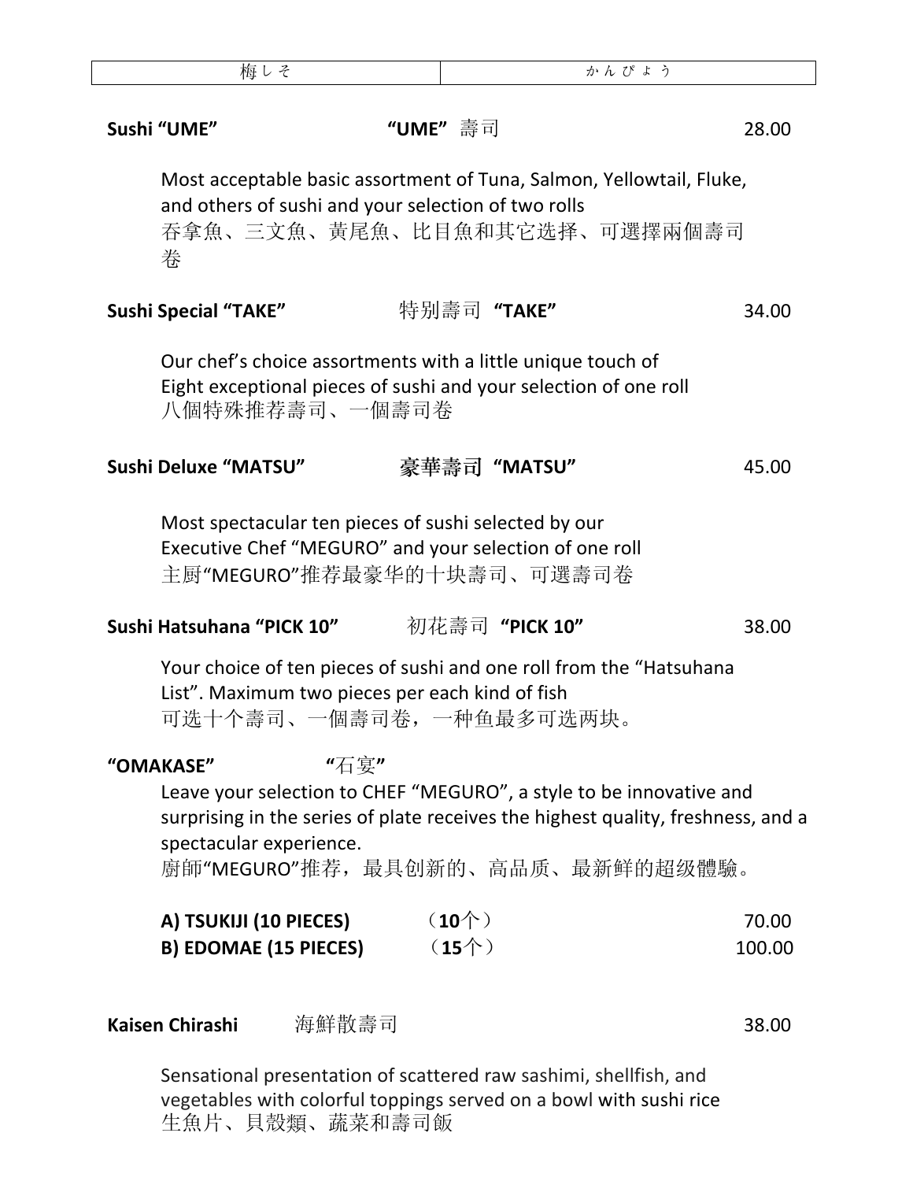| 梅しそ | かんぴょう |
|---|---|

**Sushi "UME"** **"UME"** 壽司 28.00

Most acceptable basic assortment of Tuna, Salmon, Yellowtail, Fluke, and others of sushi and your selection of two rolls
吞拿魚、三文魚、黃尾魚、比目魚和其它选择、可選擇兩個壽司卷

**Sushi Special "TAKE"** 特別壽司 **"TAKE"** 34.00

Our chef's choice assortments with a little unique touch of Eight exceptional pieces of sushi and your selection of one roll
八個特殊推荐壽司、一個壽司卷

**Sushi Deluxe "MATSU"** **豪華壽司 "MATSU"** 45.00

Most spectacular ten pieces of sushi selected by our Executive Chef "MEGURO" and your selection of one roll
主厨"MEGURO"推荐最豪华的十块壽司、可選壽司卷

**Sushi Hatsuhana "PICK 10"** 初花壽司 **"PICK 10"** 38.00

Your choice of ten pieces of sushi and one roll from the "Hatsuhana List". Maximum two pieces per each kind of fish
可选十个壽司、一個壽司卷，一种鱼最多可选两块。

**"OMAKASE"** **"**石宴**"**

Leave your selection to CHEF "MEGURO", a style to be innovative and surprising in the series of plate receives the highest quality, freshness, and a spectacular experience.
廚師"MEGURO"推荐，最具创新的、高品质、最新鲜的超级體驗。

| | | |
|---|---|---|
| **A) TSUKIJI (10 PIECES)** | （**10**个） | 70.00 |
| **B) EDOMAE (15 PIECES)** | （**15**个） | 100.00 |

**Kaisen Chirashi** 海鮮散壽司 38.00

Sensational presentation of scattered raw sashimi, shellfish, and vegetables with colorful toppings served on a bowl with sushi rice
生魚片、貝殼類、蔬菜和壽司飯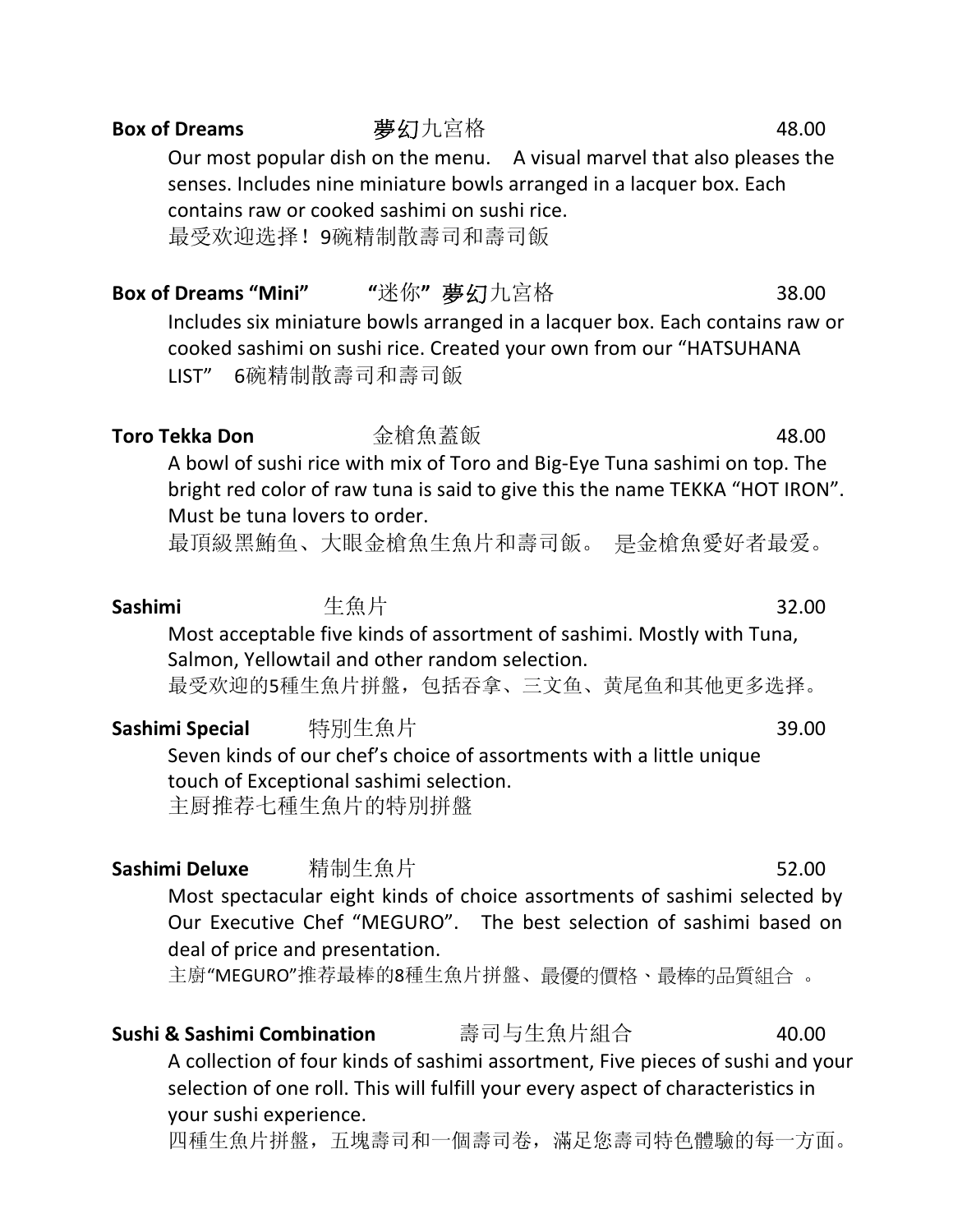**Box of Dreams** 夢幻九宮格 48.00

Our most popular dish on the menu. A visual marvel that also pleases the senses. Includes nine miniature bowls arranged in a lacquer box. Each contains raw or cooked sashimi on sushi rice.

最受欢迎选择！9碗精制散壽司和壽司飯

**Box of Dreams "Mini"** **"**迷你**"** **夢幻**九宮格 38.00

Includes six miniature bowls arranged in a lacquer box. Each contains raw or cooked sashimi on sushi rice. Created your own from our "HATSUHANA LIST" 6碗精制散壽司和壽司飯

**Toro Tekka Don** 金槍魚蓋飯 48.00

A bowl of sushi rice with mix of Toro and Big-Eye Tuna sashimi on top. The bright red color of raw tuna is said to give this the name TEKKA "HOT IRON". Must be tuna lovers to order.

最頂級黑鮪鱼、大眼金槍魚生魚片和壽司飯。 是金槍魚愛好者最爱。

**Sashimi** 生魚片 32.00

Most acceptable five kinds of assortment of sashimi. Mostly with Tuna, Salmon, Yellowtail and other random selection.

最受欢迎的5種生魚片拼盤，包括吞拿、三文鱼、黄尾鱼和其他更多选择。

**Sashimi Special** 特別生魚片 39.00

Seven kinds of our chef's choice of assortments with a little unique touch of Exceptional sashimi selection.

主厨推荐七種生魚片的特別拼盤

**Sashimi Deluxe** 精制生魚片 52.00

Most spectacular eight kinds of choice assortments of sashimi selected by Our Executive Chef "MEGURO". The best selection of sashimi based on deal of price and presentation.

主廚"MEGURO"推荐最棒的8種生魚片拼盤、最優的價格、最棒的品質組合 。

**Sushi & Sashimi Combination** 壽司与生魚片組合 40.00

A collection of four kinds of sashimi assortment, Five pieces of sushi and your selection of one roll. This will fulfill your every aspect of characteristics in your sushi experience.

四種生魚片拼盤，五塊壽司和一個壽司卷，滿足您壽司特色體驗的每一方面。